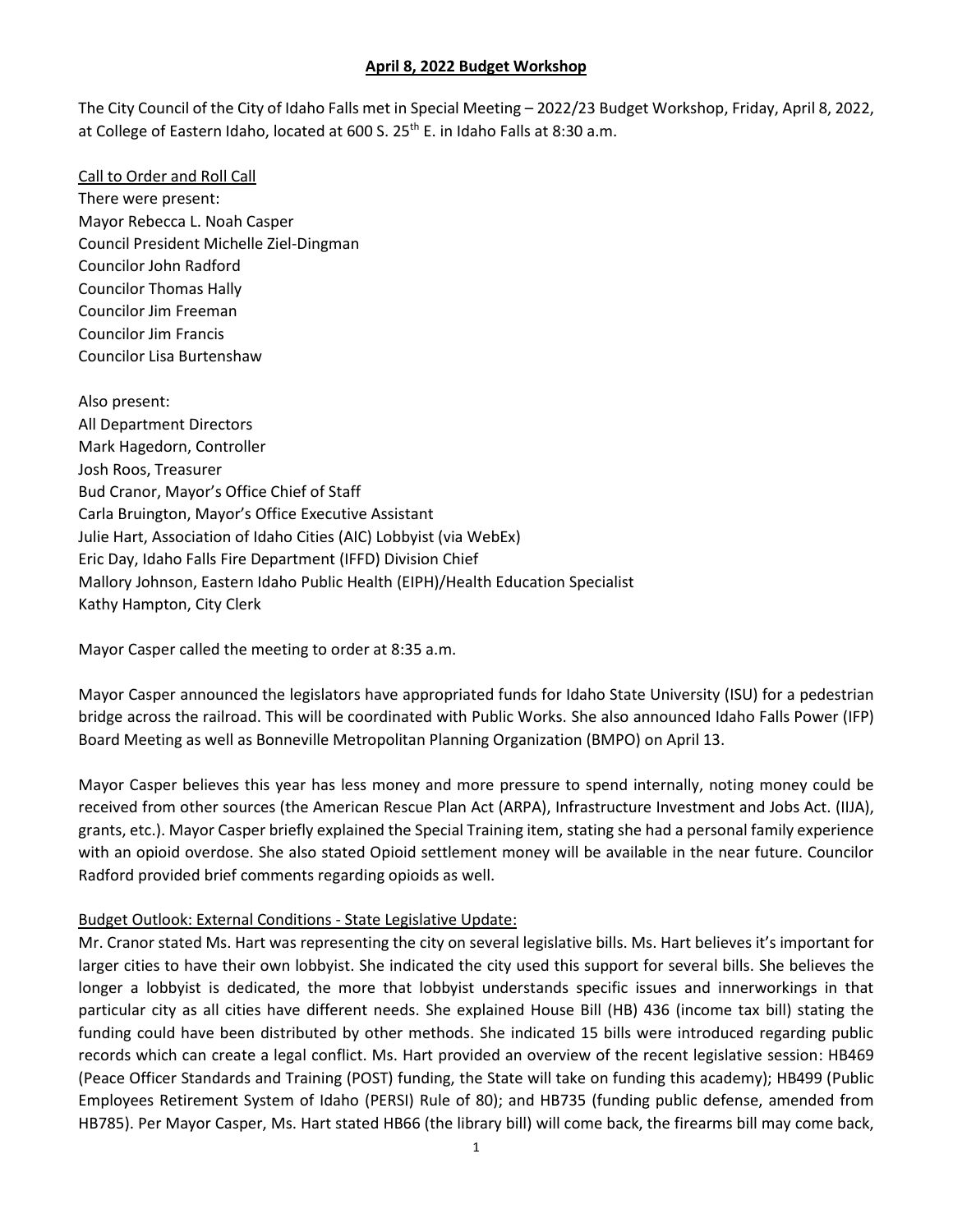# April 8, 2022 Budget Workshop

The City Council of the City of Idaho Falls met in Special Meeting – 2022/23 Budget Workshop, Friday, April 8, 2022, at College of Eastern Idaho, located at 600 S. 25th E. in Idaho Falls at 8:30 a.m.

Call to Order and Roll Call

There were present:

Mayor Rebecca L. Noah Casper
Council President Michelle Ziel-Dingman
Councilor John Radford
Councilor Thomas Hally
Councilor Jim Freeman
Councilor Jim Francis
Councilor Lisa Burtenshaw

Also present:

All Department Directors
Mark Hagedorn, Controller
Josh Roos, Treasurer
Bud Cranor, Mayor's Office Chief of Staff
Carla Bruington, Mayor's Office Executive Assistant
Julie Hart, Association of Idaho Cities (AIC) Lobbyist (via WebEx)
Eric Day, Idaho Falls Fire Department (IFFD) Division Chief
Mallory Johnson, Eastern Idaho Public Health (EIPH)/Health Education Specialist
Kathy Hampton, City Clerk

Mayor Casper called the meeting to order at 8:35 a.m.

Mayor Casper announced the legislators have appropriated funds for Idaho State University (ISU) for a pedestrian bridge across the railroad. This will be coordinated with Public Works. She also announced Idaho Falls Power (IFP) Board Meeting as well as Bonneville Metropolitan Planning Organization (BMPO) on April 13.

Mayor Casper believes this year has less money and more pressure to spend internally, noting money could be received from other sources (the American Rescue Plan Act (ARPA), Infrastructure Investment and Jobs Act. (IIJA), grants, etc.). Mayor Casper briefly explained the Special Training item, stating she had a personal family experience with an opioid overdose. She also stated Opioid settlement money will be available in the near future. Councilor Radford provided brief comments regarding opioids as well.

Budget Outlook: External Conditions - State Legislative Update:

Mr. Cranor stated Ms. Hart was representing the city on several legislative bills. Ms. Hart believes it's important for larger cities to have their own lobbyist. She indicated the city used this support for several bills. She believes the longer a lobbyist is dedicated, the more that lobbyist understands specific issues and innerworkings in that particular city as all cities have different needs. She explained House Bill (HB) 436 (income tax bill) stating the funding could have been distributed by other methods. She indicated 15 bills were introduced regarding public records which can create a legal conflict. Ms. Hart provided an overview of the recent legislative session: HB469 (Peace Officer Standards and Training (POST) funding, the State will take on funding this academy); HB499 (Public Employees Retirement System of Idaho (PERSI) Rule of 80); and HB735 (funding public defense, amended from HB785). Per Mayor Casper, Ms. Hart stated HB66 (the library bill) will come back, the firearms bill may come back,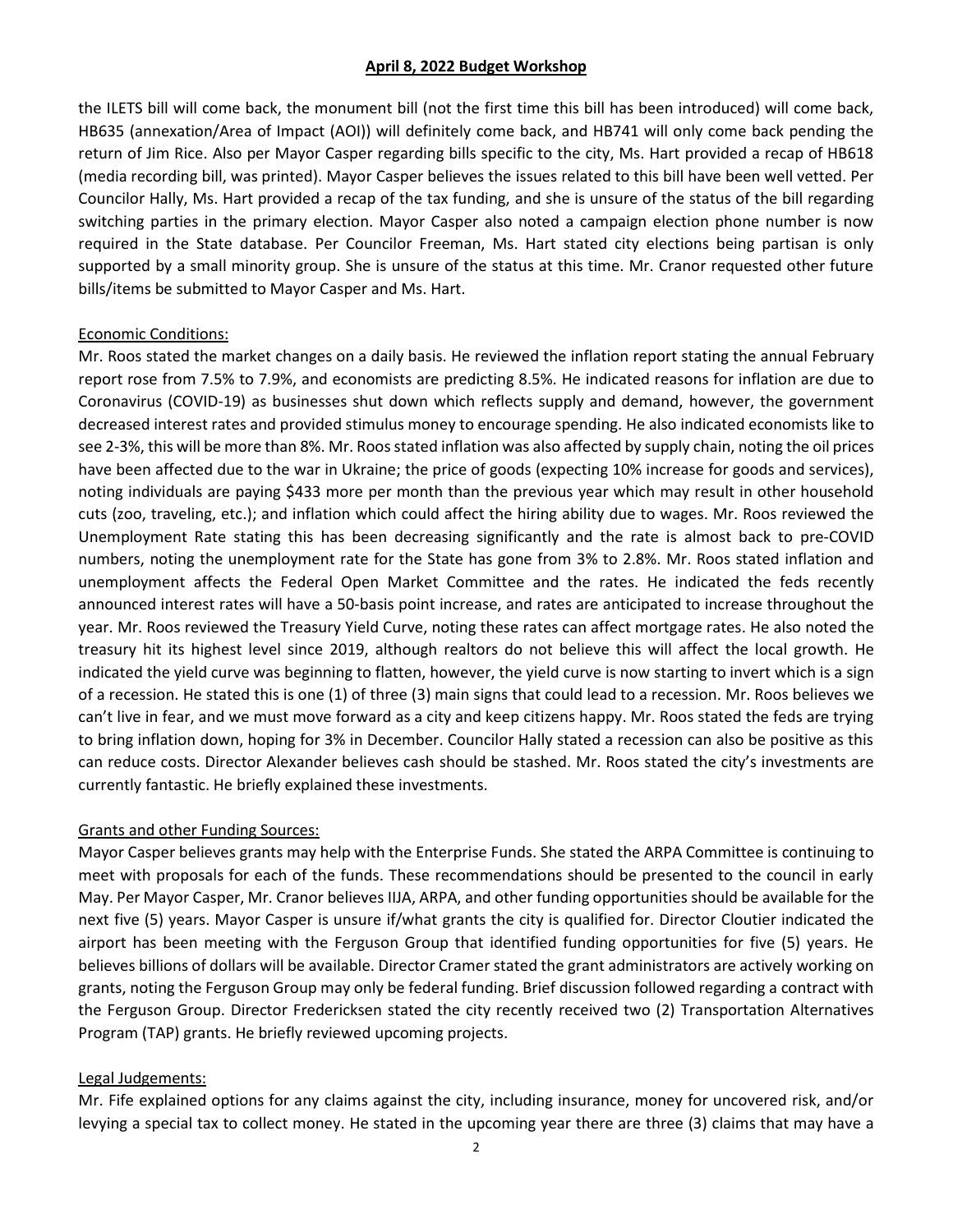the ILETS bill will come back, the monument bill (not the first time this bill has been introduced) will come back, HB635 (annexation/Area of Impact (AOI)) will definitely come back, and HB741 will only come back pending the return of Jim Rice. Also per Mayor Casper regarding bills specific to the city, Ms. Hart provided a recap of HB618 (media recording bill, was printed). Mayor Casper believes the issues related to this bill have been well vetted. Per Councilor Hally, Ms. Hart provided a recap of the tax funding, and she is unsure of the status of the bill regarding switching parties in the primary election. Mayor Casper also noted a campaign election phone number is now required in the State database. Per Councilor Freeman, Ms. Hart stated city elections being partisan is only supported by a small minority group. She is unsure of the status at this time. Mr. Cranor requested other future bills/items be submitted to Mayor Casper and Ms. Hart.

Economic Conditions:

Mr. Roos stated the market changes on a daily basis. He reviewed the inflation report stating the annual February report rose from 7.5% to 7.9%, and economists are predicting 8.5%. He indicated reasons for inflation are due to Coronavirus (COVID-19) as businesses shut down which reflects supply and demand, however, the government decreased interest rates and provided stimulus money to encourage spending. He also indicated economists like to see 2-3%, this will be more than 8%. Mr. Roos stated inflation was also affected by supply chain, noting the oil prices have been affected due to the war in Ukraine; the price of goods (expecting 10% increase for goods and services), noting individuals are paying $433 more per month than the previous year which may result in other household cuts (zoo, traveling, etc.); and inflation which could affect the hiring ability due to wages. Mr. Roos reviewed the Unemployment Rate stating this has been decreasing significantly and the rate is almost back to pre-COVID numbers, noting the unemployment rate for the State has gone from 3% to 2.8%. Mr. Roos stated inflation and unemployment affects the Federal Open Market Committee and the rates. He indicated the feds recently announced interest rates will have a 50-basis point increase, and rates are anticipated to increase throughout the year. Mr. Roos reviewed the Treasury Yield Curve, noting these rates can affect mortgage rates. He also noted the treasury hit its highest level since 2019, although realtors do not believe this will affect the local growth. He indicated the yield curve was beginning to flatten, however, the yield curve is now starting to invert which is a sign of a recession. He stated this is one (1) of three (3) main signs that could lead to a recession. Mr. Roos believes we can't live in fear, and we must move forward as a city and keep citizens happy. Mr. Roos stated the feds are trying to bring inflation down, hoping for 3% in December. Councilor Hally stated a recession can also be positive as this can reduce costs. Director Alexander believes cash should be stashed. Mr. Roos stated the city's investments are currently fantastic. He briefly explained these investments.

Grants and other Funding Sources:

Mayor Casper believes grants may help with the Enterprise Funds. She stated the ARPA Committee is continuing to meet with proposals for each of the funds. These recommendations should be presented to the council in early May. Per Mayor Casper, Mr. Cranor believes IIJA, ARPA, and other funding opportunities should be available for the next five (5) years. Mayor Casper is unsure if/what grants the city is qualified for. Director Cloutier indicated the airport has been meeting with the Ferguson Group that identified funding opportunities for five (5) years. He believes billions of dollars will be available. Director Cramer stated the grant administrators are actively working on grants, noting the Ferguson Group may only be federal funding. Brief discussion followed regarding a contract with the Ferguson Group. Director Fredericksen stated the city recently received two (2) Transportation Alternatives Program (TAP) grants. He briefly reviewed upcoming projects.

Legal Judgements:

Mr. Fife explained options for any claims against the city, including insurance, money for uncovered risk, and/or levying a special tax to collect money. He stated in the upcoming year there are three (3) claims that may have a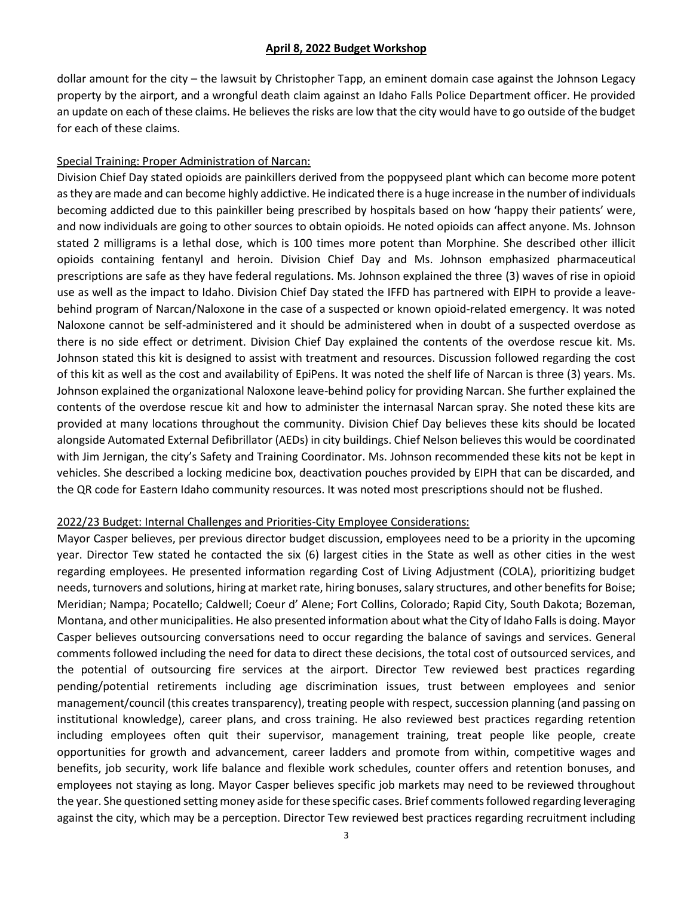dollar amount for the city – the lawsuit by Christopher Tapp, an eminent domain case against the Johnson Legacy property by the airport, and a wrongful death claim against an Idaho Falls Police Department officer. He provided an update on each of these claims. He believes the risks are low that the city would have to go outside of the budget for each of these claims.

Special Training: Proper Administration of Narcan:

Division Chief Day stated opioids are painkillers derived from the poppyseed plant which can become more potent as they are made and can become highly addictive. He indicated there is a huge increase in the number of individuals becoming addicted due to this painkiller being prescribed by hospitals based on how 'happy their patients' were, and now individuals are going to other sources to obtain opioids. He noted opioids can affect anyone. Ms. Johnson stated 2 milligrams is a lethal dose, which is 100 times more potent than Morphine. She described other illicit opioids containing fentanyl and heroin. Division Chief Day and Ms. Johnson emphasized pharmaceutical prescriptions are safe as they have federal regulations. Ms. Johnson explained the three (3) waves of rise in opioid use as well as the impact to Idaho. Division Chief Day stated the IFFD has partnered with EIPH to provide a leave-behind program of Narcan/Naloxone in the case of a suspected or known opioid-related emergency. It was noted Naloxone cannot be self-administered and it should be administered when in doubt of a suspected overdose as there is no side effect or detriment. Division Chief Day explained the contents of the overdose rescue kit. Ms. Johnson stated this kit is designed to assist with treatment and resources. Discussion followed regarding the cost of this kit as well as the cost and availability of EpiPens. It was noted the shelf life of Narcan is three (3) years. Ms. Johnson explained the organizational Naloxone leave-behind policy for providing Narcan. She further explained the contents of the overdose rescue kit and how to administer the internasal Narcan spray. She noted these kits are provided at many locations throughout the community. Division Chief Day believes these kits should be located alongside Automated External Defibrillator (AEDs) in city buildings. Chief Nelson believes this would be coordinated with Jim Jernigan, the city's Safety and Training Coordinator. Ms. Johnson recommended these kits not be kept in vehicles. She described a locking medicine box, deactivation pouches provided by EIPH that can be discarded, and the QR code for Eastern Idaho community resources. It was noted most prescriptions should not be flushed.

2022/23 Budget: Internal Challenges and Priorities-City Employee Considerations:

Mayor Casper believes, per previous director budget discussion, employees need to be a priority in the upcoming year. Director Tew stated he contacted the six (6) largest cities in the State as well as other cities in the west regarding employees. He presented information regarding Cost of Living Adjustment (COLA), prioritizing budget needs, turnovers and solutions, hiring at market rate, hiring bonuses, salary structures, and other benefits for Boise; Meridian; Nampa; Pocatello; Caldwell; Coeur d' Alene; Fort Collins, Colorado; Rapid City, South Dakota; Bozeman, Montana, and other municipalities. He also presented information about what the City of Idaho Falls is doing. Mayor Casper believes outsourcing conversations need to occur regarding the balance of savings and services. General comments followed including the need for data to direct these decisions, the total cost of outsourced services, and the potential of outsourcing fire services at the airport. Director Tew reviewed best practices regarding pending/potential retirements including age discrimination issues, trust between employees and senior management/council (this creates transparency), treating people with respect, succession planning (and passing on institutional knowledge), career plans, and cross training. He also reviewed best practices regarding retention including employees often quit their supervisor, management training, treat people like people, create opportunities for growth and advancement, career ladders and promote from within, competitive wages and benefits, job security, work life balance and flexible work schedules, counter offers and retention bonuses, and employees not staying as long. Mayor Casper believes specific job markets may need to be reviewed throughout the year. She questioned setting money aside for these specific cases. Brief comments followed regarding leveraging against the city, which may be a perception. Director Tew reviewed best practices regarding recruitment including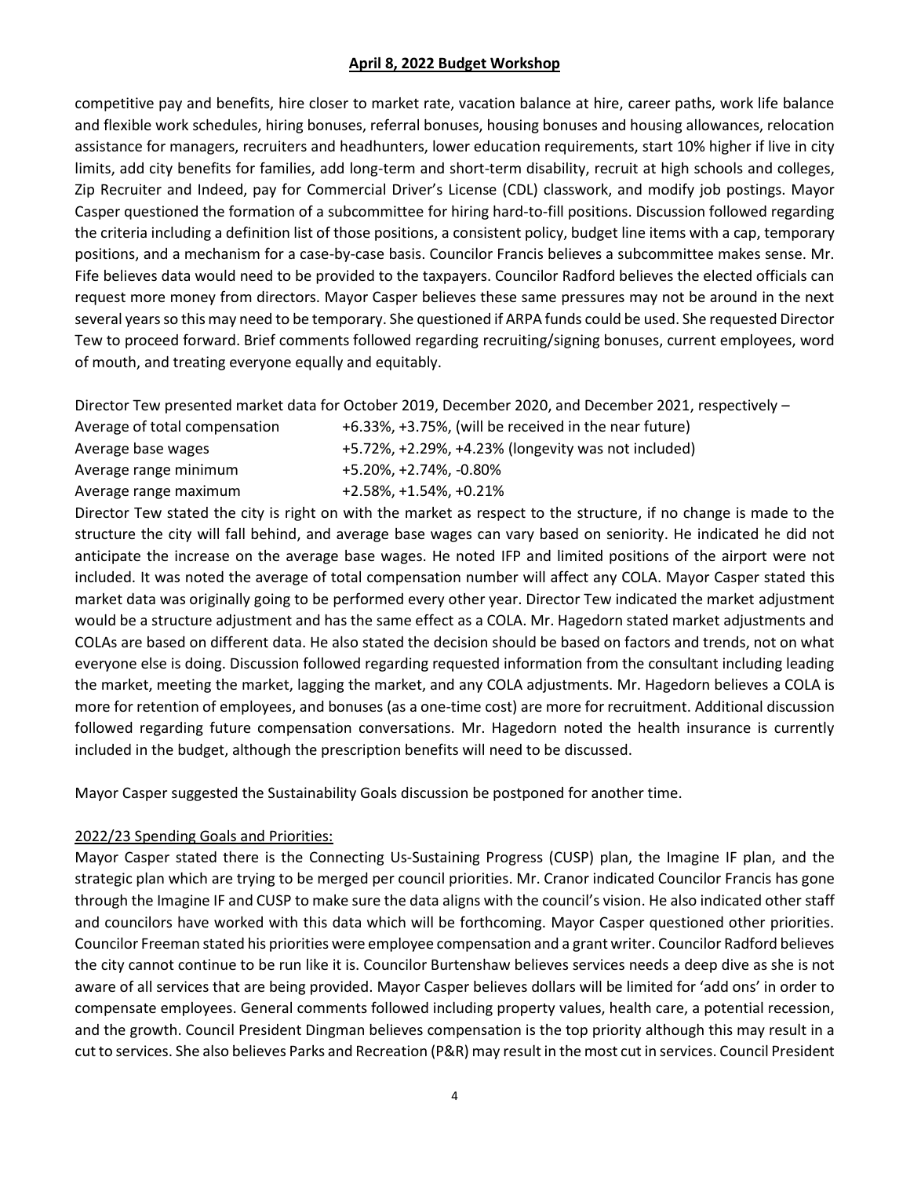competitive pay and benefits, hire closer to market rate, vacation balance at hire, career paths, work life balance and flexible work schedules, hiring bonuses, referral bonuses, housing bonuses and housing allowances, relocation assistance for managers, recruiters and headhunters, lower education requirements, start 10% higher if live in city limits, add city benefits for families, add long-term and short-term disability, recruit at high schools and colleges, Zip Recruiter and Indeed, pay for Commercial Driver's License (CDL) classwork, and modify job postings. Mayor Casper questioned the formation of a subcommittee for hiring hard-to-fill positions. Discussion followed regarding the criteria including a definition list of those positions, a consistent policy, budget line items with a cap, temporary positions, and a mechanism for a case-by-case basis. Councilor Francis believes a subcommittee makes sense. Mr. Fife believes data would need to be provided to the taxpayers. Councilor Radford believes the elected officials can request more money from directors. Mayor Casper believes these same pressures may not be around in the next several years so this may need to be temporary. She questioned if ARPA funds could be used. She requested Director Tew to proceed forward. Brief comments followed regarding recruiting/signing bonuses, current employees, word of mouth, and treating everyone equally and equitably.

Director Tew presented market data for October 2019, December 2020, and December 2021, respectively –

| | |
|---|---|
| Average of total compensation | +6.33%, +3.75%, (will be received in the near future) |
| Average base wages | +5.72%, +2.29%, +4.23% (longevity was not included) |
| Average range minimum | +5.20%, +2.74%, -0.80% |
| Average range maximum | +2.58%, +1.54%, +0.21% |

Director Tew stated the city is right on with the market as respect to the structure, if no change is made to the structure the city will fall behind, and average base wages can vary based on seniority. He indicated he did not anticipate the increase on the average base wages. He noted IFP and limited positions of the airport were not included. It was noted the average of total compensation number will affect any COLA. Mayor Casper stated this market data was originally going to be performed every other year. Director Tew indicated the market adjustment would be a structure adjustment and has the same effect as a COLA. Mr. Hagedorn stated market adjustments and COLAs are based on different data. He also stated the decision should be based on factors and trends, not on what everyone else is doing. Discussion followed regarding requested information from the consultant including leading the market, meeting the market, lagging the market, and any COLA adjustments. Mr. Hagedorn believes a COLA is more for retention of employees, and bonuses (as a one-time cost) are more for recruitment. Additional discussion followed regarding future compensation conversations. Mr. Hagedorn noted the health insurance is currently included in the budget, although the prescription benefits will need to be discussed.

Mayor Casper suggested the Sustainability Goals discussion be postponed for another time.

<u>2022/23 Spending Goals and Priorities:</u>

Mayor Casper stated there is the Connecting Us-Sustaining Progress (CUSP) plan, the Imagine IF plan, and the strategic plan which are trying to be merged per council priorities. Mr. Cranor indicated Councilor Francis has gone through the Imagine IF and CUSP to make sure the data aligns with the council's vision. He also indicated other staff and councilors have worked with this data which will be forthcoming. Mayor Casper questioned other priorities. Councilor Freeman stated his priorities were employee compensation and a grant writer. Councilor Radford believes the city cannot continue to be run like it is. Councilor Burtenshaw believes services needs a deep dive as she is not aware of all services that are being provided. Mayor Casper believes dollars will be limited for 'add ons' in order to compensate employees. General comments followed including property values, health care, a potential recession, and the growth. Council President Dingman believes compensation is the top priority although this may result in a cut to services. She also believes Parks and Recreation (P&R) may result in the most cut in services. Council President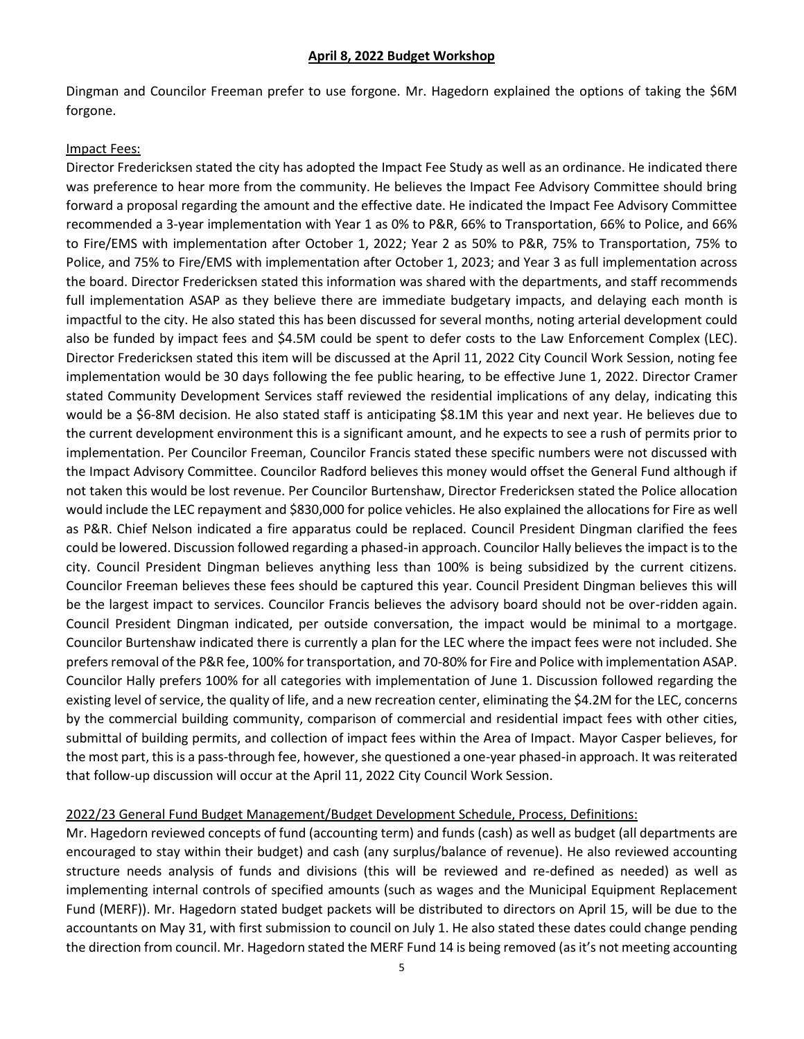Dingman and Councilor Freeman prefer to use forgone. Mr. Hagedorn explained the options of taking the $6M forgone.

Impact Fees:

Director Fredericksen stated the city has adopted the Impact Fee Study as well as an ordinance. He indicated there was preference to hear more from the community. He believes the Impact Fee Advisory Committee should bring forward a proposal regarding the amount and the effective date. He indicated the Impact Fee Advisory Committee recommended a 3-year implementation with Year 1 as 0% to P&R, 66% to Transportation, 66% to Police, and 66% to Fire/EMS with implementation after October 1, 2022; Year 2 as 50% to P&R, 75% to Transportation, 75% to Police, and 75% to Fire/EMS with implementation after October 1, 2023; and Year 3 as full implementation across the board. Director Fredericksen stated this information was shared with the departments, and staff recommends full implementation ASAP as they believe there are immediate budgetary impacts, and delaying each month is impactful to the city. He also stated this has been discussed for several months, noting arterial development could also be funded by impact fees and $4.5M could be spent to defer costs to the Law Enforcement Complex (LEC). Director Fredericksen stated this item will be discussed at the April 11, 2022 City Council Work Session, noting fee implementation would be 30 days following the fee public hearing, to be effective June 1, 2022. Director Cramer stated Community Development Services staff reviewed the residential implications of any delay, indicating this would be a $6-8M decision. He also stated staff is anticipating $8.1M this year and next year. He believes due to the current development environment this is a significant amount, and he expects to see a rush of permits prior to implementation. Per Councilor Freeman, Councilor Francis stated these specific numbers were not discussed with the Impact Advisory Committee. Councilor Radford believes this money would offset the General Fund although if not taken this would be lost revenue. Per Councilor Burtenshaw, Director Fredericksen stated the Police allocation would include the LEC repayment and $830,000 for police vehicles. He also explained the allocations for Fire as well as P&R. Chief Nelson indicated a fire apparatus could be replaced. Council President Dingman clarified the fees could be lowered. Discussion followed regarding a phased-in approach. Councilor Hally believes the impact is to the city. Council President Dingman believes anything less than 100% is being subsidized by the current citizens. Councilor Freeman believes these fees should be captured this year. Council President Dingman believes this will be the largest impact to services. Councilor Francis believes the advisory board should not be over-ridden again. Council President Dingman indicated, per outside conversation, the impact would be minimal to a mortgage. Councilor Burtenshaw indicated there is currently a plan for the LEC where the impact fees were not included. She prefers removal of the P&R fee, 100% for transportation, and 70-80% for Fire and Police with implementation ASAP. Councilor Hally prefers 100% for all categories with implementation of June 1. Discussion followed regarding the existing level of service, the quality of life, and a new recreation center, eliminating the $4.2M for the LEC, concerns by the commercial building community, comparison of commercial and residential impact fees with other cities, submittal of building permits, and collection of impact fees within the Area of Impact. Mayor Casper believes, for the most part, this is a pass-through fee, however, she questioned a one-year phased-in approach. It was reiterated that follow-up discussion will occur at the April 11, 2022 City Council Work Session.

2022/23 General Fund Budget Management/Budget Development Schedule, Process, Definitions:

Mr. Hagedorn reviewed concepts of fund (accounting term) and funds (cash) as well as budget (all departments are encouraged to stay within their budget) and cash (any surplus/balance of revenue). He also reviewed accounting structure needs analysis of funds and divisions (this will be reviewed and re-defined as needed) as well as implementing internal controls of specified amounts (such as wages and the Municipal Equipment Replacement Fund (MERF)). Mr. Hagedorn stated budget packets will be distributed to directors on April 15, will be due to the accountants on May 31, with first submission to council on July 1. He also stated these dates could change pending the direction from council. Mr. Hagedorn stated the MERF Fund 14 is being removed (as it's not meeting accounting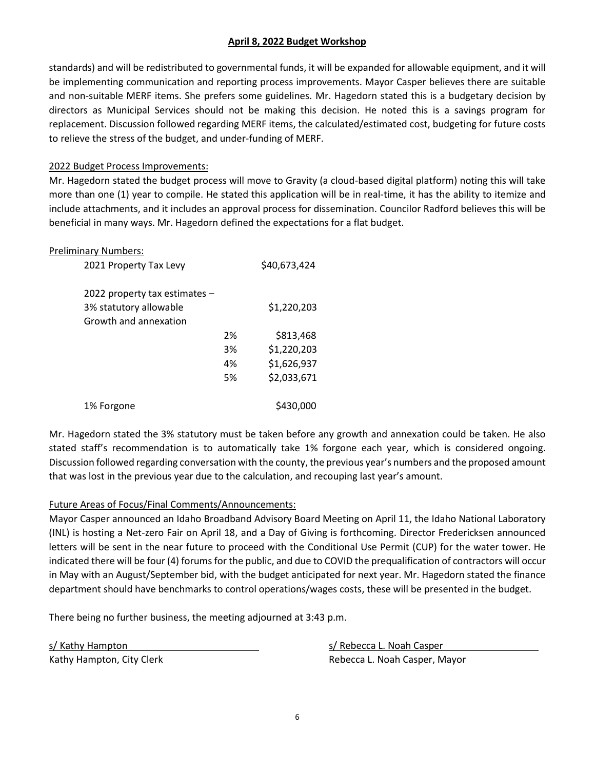standards) and will be redistributed to governmental funds, it will be expanded for allowable equipment, and it will be implementing communication and reporting process improvements. Mayor Casper believes there are suitable and non-suitable MERF items. She prefers some guidelines. Mr. Hagedorn stated this is a budgetary decision by directors as Municipal Services should not be making this decision. He noted this is a savings program for replacement. Discussion followed regarding MERF items, the calculated/estimated cost, budgeting for future costs to relieve the stress of the budget, and under-funding of MERF.

2022 Budget Process Improvements:

Mr. Hagedorn stated the budget process will move to Gravity (a cloud-based digital platform) noting this will take more than one (1) year to compile. He stated this application will be in real-time, it has the ability to itemize and include attachments, and it includes an approval process for dissemination. Councilor Radford believes this will be beneficial in many ways. Mr. Hagedorn defined the expectations for a flat budget.

Preliminary Numbers:

| | | |
|---|---|---|
| 2021 Property Tax Levy | | \$40,673,424 |
| 2022 property tax estimates – 3% statutory allowable | | \$1,220,203 |
| Growth and annexation | | |
| | 2% | \$813,468 |
| | 3% | \$1,220,203 |
| | 4% | \$1,626,937 |
| | 5% | \$2,033,671 |
| 1% Forgone | | \$430,000 |

Mr. Hagedorn stated the 3% statutory must be taken before any growth and annexation could be taken. He also stated staff's recommendation is to automatically take 1% forgone each year, which is considered ongoing. Discussion followed regarding conversation with the county, the previous year's numbers and the proposed amount that was lost in the previous year due to the calculation, and recouping last year's amount.

Future Areas of Focus/Final Comments/Announcements:

Mayor Casper announced an Idaho Broadband Advisory Board Meeting on April 11, the Idaho National Laboratory (INL) is hosting a Net-zero Fair on April 18, and a Day of Giving is forthcoming. Director Fredericksen announced letters will be sent in the near future to proceed with the Conditional Use Permit (CUP) for the water tower. He indicated there will be four (4) forums for the public, and due to COVID the prequalification of contractors will occur in May with an August/September bid, with the budget anticipated for next year. Mr. Hagedorn stated the finance department should have benchmarks to control operations/wages costs, these will be presented in the budget.

There being no further business, the meeting adjourned at 3:43 p.m.

s/ Kathy Hampton
Kathy Hampton, City Clerk

s/ Rebecca L. Noah Casper
Rebecca L. Noah Casper, Mayor